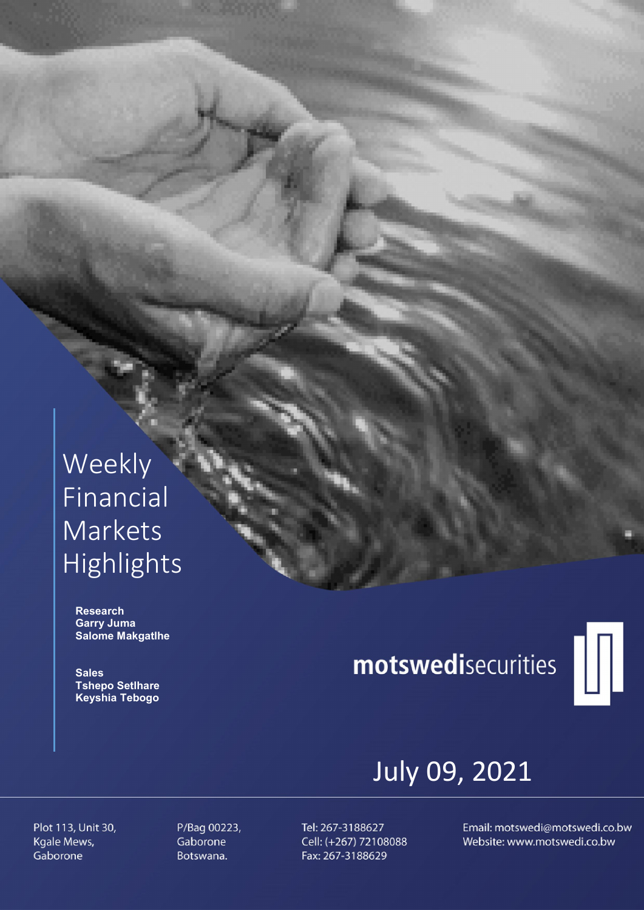# Weekly Financial Markets Highlights

**Research**
**Garry Juma**
**Salome Makgatlhe**

**Sales**
**Tshepo Setlhare**
**Keyshia Tebogo**

**motswedi**securities

July 09, 2021

Plot 113, Unit 30,
Kgale Mews,
Gaborone

P/Bag 00223,
Gaborone
Botswana.

Tel: 267-3188627
Cell: (+267) 72108088
Fax: 267-3188629

Email: motswedi@motswedi.co.bw
Website: www.motswedi.co.bw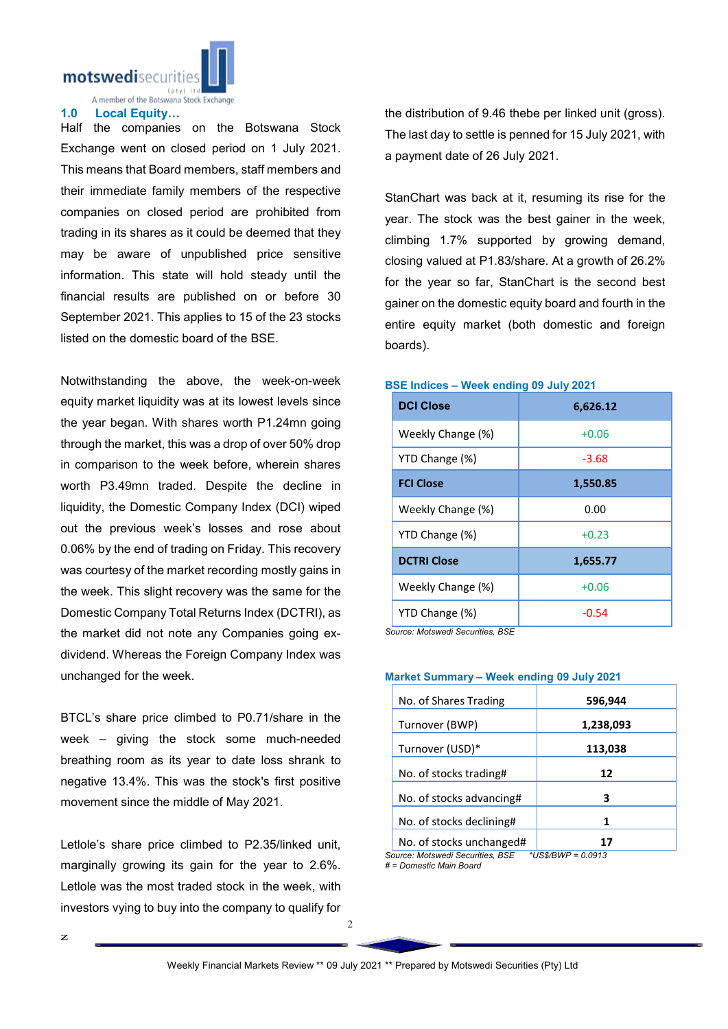## 1.0 Local Equity…

Half the companies on the Botswana Stock Exchange went on closed period on 1 July 2021. This means that Board members, staff members and their immediate family members of the respective companies on closed period are prohibited from trading in its shares as it could be deemed that they may be aware of unpublished price sensitive information. This state will hold steady until the financial results are published on or before 30 September 2021. This applies to 15 of the 23 stocks listed on the domestic board of the BSE.

Notwithstanding the above, the week-on-week equity market liquidity was at its lowest levels since the year began. With shares worth P1.24mn going through the market, this was a drop of over 50% drop in comparison to the week before, wherein shares worth P3.49mn traded. Despite the decline in liquidity, the Domestic Company Index (DCI) wiped out the previous week's losses and rose about 0.06% by the end of trading on Friday. This recovery was courtesy of the market recording mostly gains in the week. This slight recovery was the same for the Domestic Company Total Returns Index (DCTRI), as the market did not note any Companies going ex-dividend. Whereas the Foreign Company Index was unchanged for the week.

BTCL's share price climbed to P0.71/share in the week – giving the stock some much-needed breathing room as its year to date loss shrank to negative 13.4%. This was the stock's first positive movement since the middle of May 2021.

Letlole's share price climbed to P2.35/linked unit, marginally growing its gain for the year to 2.6%. Letlole was the most traded stock in the week, with investors vying to buy into the company to qualify for the distribution of 9.46 thebe per linked unit (gross). The last day to settle is penned for 15 July 2021, with a payment date of 26 July 2021.

StanChart was back at it, resuming its rise for the year. The stock was the best gainer in the week, climbing 1.7% supported by growing demand, closing valued at P1.83/share. At a growth of 26.2% for the year so far, StanChart is the second best gainer on the domestic equity board and fourth in the entire equity market (both domestic and foreign boards).

**BSE Indices – Week ending 09 July 2021**

| **DCI Close** | **6,626.12** |
|---|---|
| Weekly Change (%) | +0.06 |
| YTD Change (%) | -3.68 |
| **FCI Close** | **1,550.85** |
| Weekly Change (%) | 0.00 |
| YTD Change (%) | +0.23 |
| **DCTRI Close** | **1,655.77** |
| Weekly Change (%) | +0.06 |
| YTD Change (%) | -0.54 |

*Source: Motswedi Securities, BSE*

**Market Summary – Week ending 09 July 2021**

| No. of Shares Trading | **596,944** |
|---|---|
| Turnover (BWP) | **1,238,093** |
| Turnover (USD)* | **113,038** |
| No. of stocks trading# | **12** |
| No. of stocks advancing# | **3** |
| No. of stocks declining# | **1** |
| No. of stocks unchanged# | **17** |

*Source: Motswedi Securities, BSE* *\*US$/BWP = 0.0913*
*# = Domestic Main Board*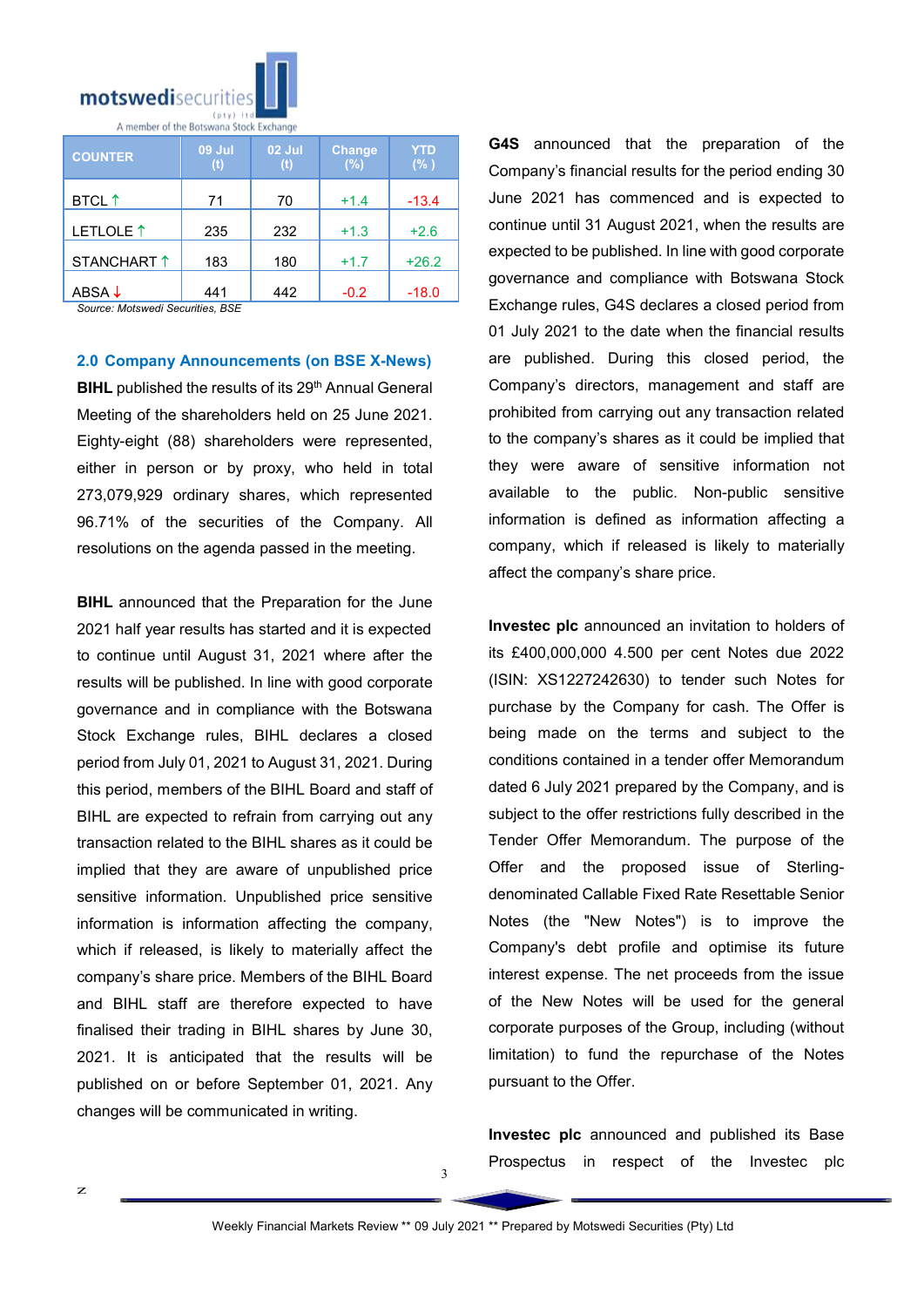| COUNTER | 09 Jul (t) | 02 Jul (t) | Change (%) | YTD (% ) |
|---|---|---|---|---|
| BTCL ↑ | 71 | 70 | +1.4 | -13.4 |
| LETLOLE ↑ | 235 | 232 | +1.3 | +2.6 |
| STANCHART ↑ | 183 | 180 | +1.7 | +26.2 |
| ABSA ↓ | 441 | 442 | -0.2 | -18.0 |

*Source: Motswedi Securities, BSE*

## 2.0 Company Announcements (on BSE X-News)

**BIHL** published the results of its 29th Annual General Meeting of the shareholders held on 25 June 2021. Eighty-eight (88) shareholders were represented, either in person or by proxy, who held in total 273,079,929 ordinary shares, which represented 96.71% of the securities of the Company. All resolutions on the agenda passed in the meeting.

**BIHL** announced that the Preparation for the June 2021 half year results has started and it is expected to continue until August 31, 2021 where after the results will be published. In line with good corporate governance and in compliance with the Botswana Stock Exchange rules, BIHL declares a closed period from July 01, 2021 to August 31, 2021. During this period, members of the BIHL Board and staff of BIHL are expected to refrain from carrying out any transaction related to the BIHL shares as it could be implied that they are aware of unpublished price sensitive information. Unpublished price sensitive information is information affecting the company, which if released, is likely to materially affect the company's share price. Members of the BIHL Board and BIHL staff are therefore expected to have finalised their trading in BIHL shares by June 30, 2021. It is anticipated that the results will be published on or before September 01, 2021. Any changes will be communicated in writing.

**G4S** announced that the preparation of the Company's financial results for the period ending 30 June 2021 has commenced and is expected to continue until 31 August 2021, when the results are expected to be published. In line with good corporate governance and compliance with Botswana Stock Exchange rules, G4S declares a closed period from 01 July 2021 to the date when the financial results are published. During this closed period, the Company's directors, management and staff are prohibited from carrying out any transaction related to the company's shares as it could be implied that they were aware of sensitive information not available to the public. Non-public sensitive information is defined as information affecting a company, which if released is likely to materially affect the company's share price.

**Investec plc** announced an invitation to holders of its £400,000,000 4.500 per cent Notes due 2022 (ISIN: XS1227242630) to tender such Notes for purchase by the Company for cash. The Offer is being made on the terms and subject to the conditions contained in a tender offer Memorandum dated 6 July 2021 prepared by the Company, and is subject to the offer restrictions fully described in the Tender Offer Memorandum. The purpose of the Offer and the proposed issue of Sterling-denominated Callable Fixed Rate Resettable Senior Notes (the "New Notes") is to improve the Company's debt profile and optimise its future interest expense. The net proceeds from the issue of the New Notes will be used for the general corporate purposes of the Group, including (without limitation) to fund the repurchase of the Notes pursuant to the Offer.

**Investec plc** announced and published its Base Prospectus in respect of the Investec plc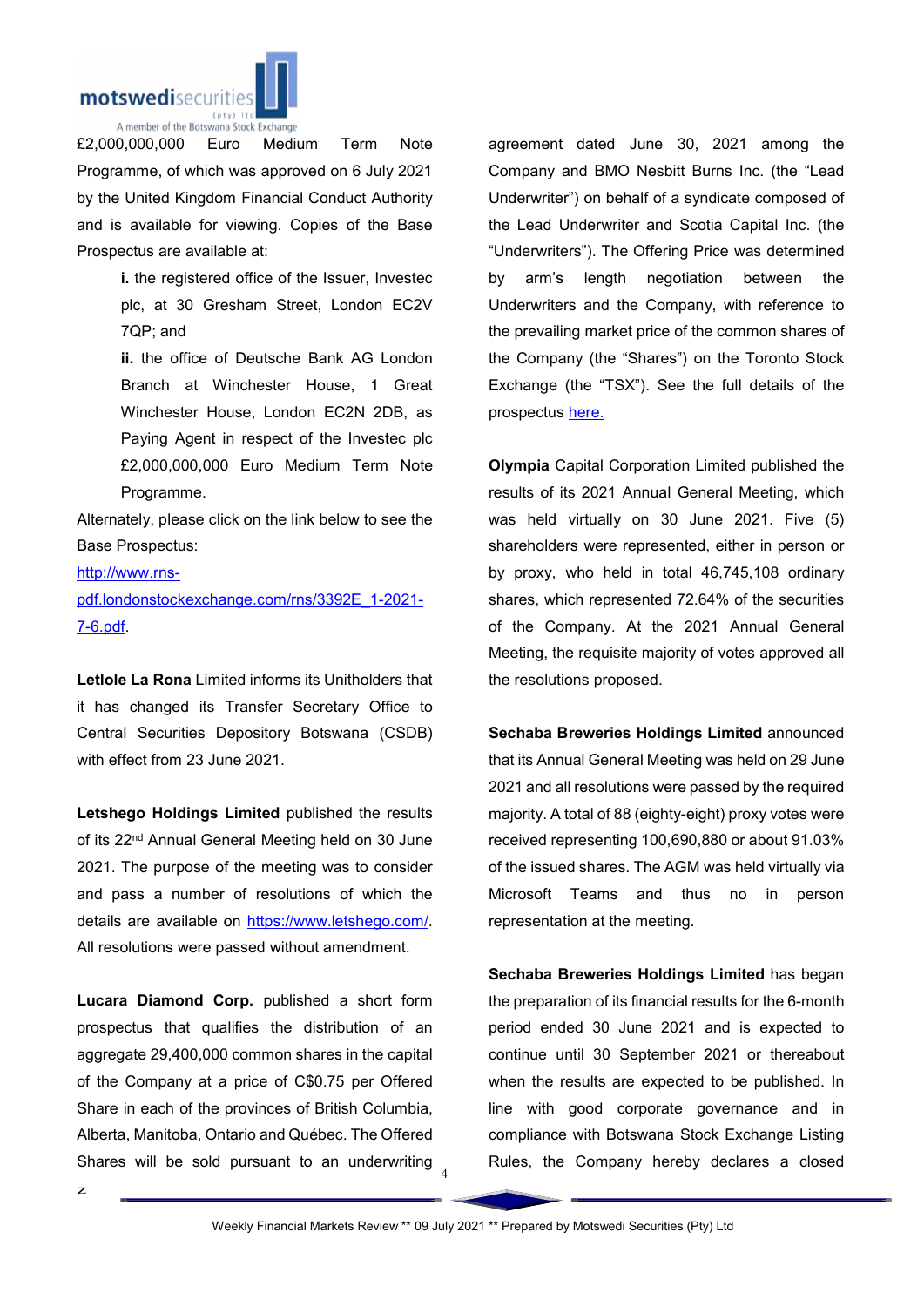£2,000,000,000 Euro Medium Term Note Programme, of which was approved on 6 July 2021 by the United Kingdom Financial Conduct Authority and is available for viewing. Copies of the Base Prospectus are available at:

**i.** the registered office of the Issuer, Investec plc, at 30 Gresham Street, London EC2V 7QP; and

**ii.** the office of Deutsche Bank AG London Branch at Winchester House, 1 Great Winchester House, London EC2N 2DB, as Paying Agent in respect of the Investec plc £2,000,000,000 Euro Medium Term Note Programme.

Alternately, please click on the link below to see the Base Prospectus:

http://www.rns-pdf.londonstockexchange.com/rns/3392E_1-2021-7-6.pdf.

**Letlole La Rona** Limited informs its Unitholders that it has changed its Transfer Secretary Office to Central Securities Depository Botswana (CSDB) with effect from 23 June 2021.

**Letshego Holdings Limited** published the results of its 22nd Annual General Meeting held on 30 June 2021. The purpose of the meeting was to consider and pass a number of resolutions of which the details are available on https://www.letshego.com/. All resolutions were passed without amendment.

**Lucara Diamond Corp.** published a short form prospectus that qualifies the distribution of an aggregate 29,400,000 common shares in the capital of the Company at a price of C$0.75 per Offered Share in each of the provinces of British Columbia, Alberta, Manitoba, Ontario and Québec. The Offered Shares will be sold pursuant to an underwriting agreement dated June 30, 2021 among the Company and BMO Nesbitt Burns Inc. (the "Lead Underwriter") on behalf of a syndicate composed of the Lead Underwriter and Scotia Capital Inc. (the "Underwriters"). The Offering Price was determined by arm's length negotiation between the Underwriters and the Company, with reference to the prevailing market price of the common shares of the Company (the "Shares") on the Toronto Stock Exchange (the "TSX"). See the full details of the prospectus here.

**Olympia** Capital Corporation Limited published the results of its 2021 Annual General Meeting, which was held virtually on 30 June 2021. Five (5) shareholders were represented, either in person or by proxy, who held in total 46,745,108 ordinary shares, which represented 72.64% of the securities of the Company. At the 2021 Annual General Meeting, the requisite majority of votes approved all the resolutions proposed.

**Sechaba Breweries Holdings Limited** announced that its Annual General Meeting was held on 29 June 2021 and all resolutions were passed by the required majority. A total of 88 (eighty-eight) proxy votes were received representing 100,690,880 or about 91.03% of the issued shares. The AGM was held virtually via Microsoft Teams and thus no in person representation at the meeting.

**Sechaba Breweries Holdings Limited** has began the preparation of its financial results for the 6-month period ended 30 June 2021 and is expected to continue until 30 September 2021 or thereabout when the results are expected to be published. In line with good corporate governance and in compliance with Botswana Stock Exchange Listing Rules, the Company hereby declares a closed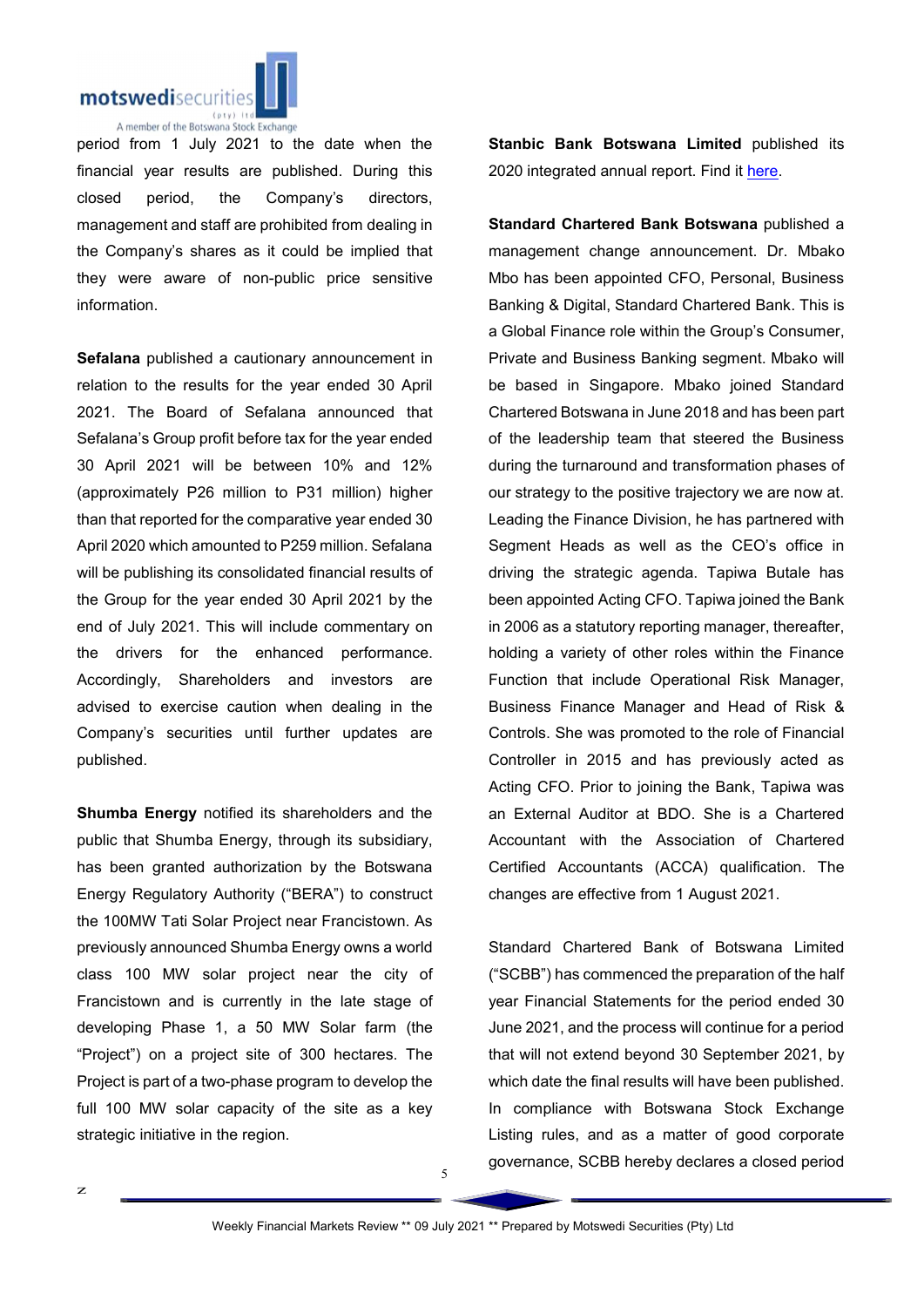period from 1 July 2021 to the date when the financial year results are published. During this closed period, the Company's directors, management and staff are prohibited from dealing in the Company's shares as it could be implied that they were aware of non-public price sensitive information.

**Sefalana** published a cautionary announcement in relation to the results for the year ended 30 April 2021. The Board of Sefalana announced that Sefalana's Group profit before tax for the year ended 30 April 2021 will be between 10% and 12% (approximately P26 million to P31 million) higher than that reported for the comparative year ended 30 April 2020 which amounted to P259 million. Sefalana will be publishing its consolidated financial results of the Group for the year ended 30 April 2021 by the end of July 2021. This will include commentary on the drivers for the enhanced performance. Accordingly, Shareholders and investors are advised to exercise caution when dealing in the Company's securities until further updates are published.

**Shumba Energy** notified its shareholders and the public that Shumba Energy, through its subsidiary, has been granted authorization by the Botswana Energy Regulatory Authority ("BERA") to construct the 100MW Tati Solar Project near Francistown. As previously announced Shumba Energy owns a world class 100 MW solar project near the city of Francistown and is currently in the late stage of developing Phase 1, a 50 MW Solar farm (the "Project") on a project site of 300 hectares. The Project is part of a two-phase program to develop the full 100 MW solar capacity of the site as a key strategic initiative in the region.

**Stanbic Bank Botswana Limited** published its 2020 integrated annual report. Find it here.

**Standard Chartered Bank Botswana** published a management change announcement. Dr. Mbako Mbo has been appointed CFO, Personal, Business Banking & Digital, Standard Chartered Bank. This is a Global Finance role within the Group's Consumer, Private and Business Banking segment. Mbako will be based in Singapore. Mbako joined Standard Chartered Botswana in June 2018 and has been part of the leadership team that steered the Business during the turnaround and transformation phases of our strategy to the positive trajectory we are now at. Leading the Finance Division, he has partnered with Segment Heads as well as the CEO's office in driving the strategic agenda. Tapiwa Butale has been appointed Acting CFO. Tapiwa joined the Bank in 2006 as a statutory reporting manager, thereafter, holding a variety of other roles within the Finance Function that include Operational Risk Manager, Business Finance Manager and Head of Risk & Controls. She was promoted to the role of Financial Controller in 2015 and has previously acted as Acting CFO. Prior to joining the Bank, Tapiwa was an External Auditor at BDO. She is a Chartered Accountant with the Association of Chartered Certified Accountants (ACCA) qualification. The changes are effective from 1 August 2021.

Standard Chartered Bank of Botswana Limited ("SCBB") has commenced the preparation of the half year Financial Statements for the period ended 30 June 2021, and the process will continue for a period that will not extend beyond 30 September 2021, by which date the final results will have been published. In compliance with Botswana Stock Exchange Listing rules, and as a matter of good corporate governance, SCBB hereby declares a closed period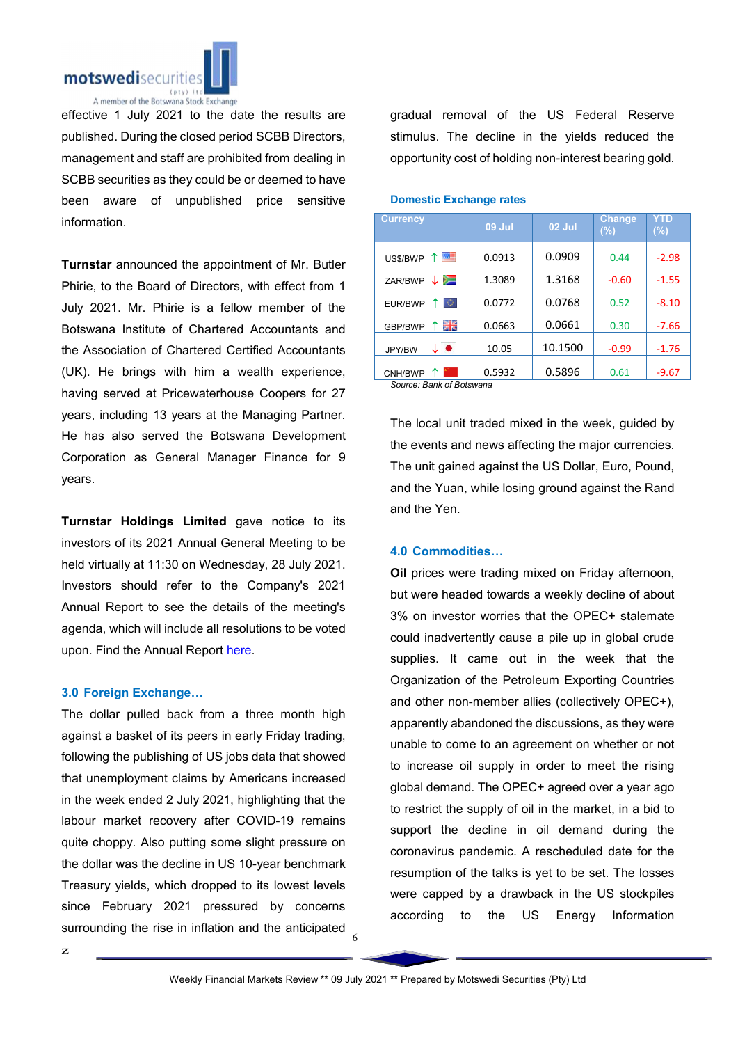effective 1 July 2021 to the date the results are published. During the closed period SCBB Directors, management and staff are prohibited from dealing in SCBB securities as they could be or deemed to have been aware of unpublished price sensitive information.

**Turnstar** announced the appointment of Mr. Butler Phirie, to the Board of Directors, with effect from 1 July 2021. Mr. Phirie is a fellow member of the Botswana Institute of Chartered Accountants and the Association of Chartered Certified Accountants (UK). He brings with him a wealth experience, having served at Pricewaterhouse Coopers for 27 years, including 13 years at the Managing Partner. He has also served the Botswana Development Corporation as General Manager Finance for 9 years.

**Turnstar Holdings Limited** gave notice to its investors of its 2021 Annual General Meeting to be held virtually at 11:30 on Wednesday, 28 July 2021. Investors should refer to the Company's 2021 Annual Report to see the details of the meeting's agenda, which will include all resolutions to be voted upon. Find the Annual Report here.

## 3.0 Foreign Exchange…

The dollar pulled back from a three month high against a basket of its peers in early Friday trading, following the publishing of US jobs data that showed that unemployment claims by Americans increased in the week ended 2 July 2021, highlighting that the labour market recovery after COVID-19 remains quite choppy. Also putting some slight pressure on the dollar was the decline in US 10-year benchmark Treasury yields, which dropped to its lowest levels since February 2021 pressured by concerns surrounding the rise in inflation and the anticipated gradual removal of the US Federal Reserve stimulus. The decline in the yields reduced the opportunity cost of holding non-interest bearing gold.

**Domestic Exchange rates**

| Currency | 09 Jul | 02 Jul | Change (%) | YTD (%) |
|---|---|---|---|---|
| US$/BWP ↑ | 0.0913 | 0.0909 | 0.44 | -2.98 |
| ZAR/BWP ↓ | 1.3089 | 1.3168 | -0.60 | -1.55 |
| EUR/BWP ↑ | 0.0772 | 0.0768 | 0.52 | -8.10 |
| GBP/BWP ↑ | 0.0663 | 0.0661 | 0.30 | -7.66 |
| JPY/BW ↓ | 10.05 | 10.1500 | -0.99 | -1.76 |
| CNH/BWP ↑ | 0.5932 | 0.5896 | 0.61 | -9.67 |

*Source: Bank of Botswana*

The local unit traded mixed in the week, guided by the events and news affecting the major currencies. The unit gained against the US Dollar, Euro, Pound, and the Yuan, while losing ground against the Rand and the Yen.

## 4.0 Commodities…

**Oil** prices were trading mixed on Friday afternoon, but were headed towards a weekly decline of about 3% on investor worries that the OPEC+ stalemate could inadvertently cause a pile up in global crude supplies. It came out in the week that the Organization of the Petroleum Exporting Countries and other non-member allies (collectively OPEC+), apparently abandoned the discussions, as they were unable to come to an agreement on whether or not to increase oil supply in order to meet the rising global demand. The OPEC+ agreed over a year ago to restrict the supply of oil in the market, in a bid to support the decline in oil demand during the coronavirus pandemic. A rescheduled date for the resumption of the talks is yet to be set. The losses were capped by a drawback in the US stockpiles according to the US Energy Information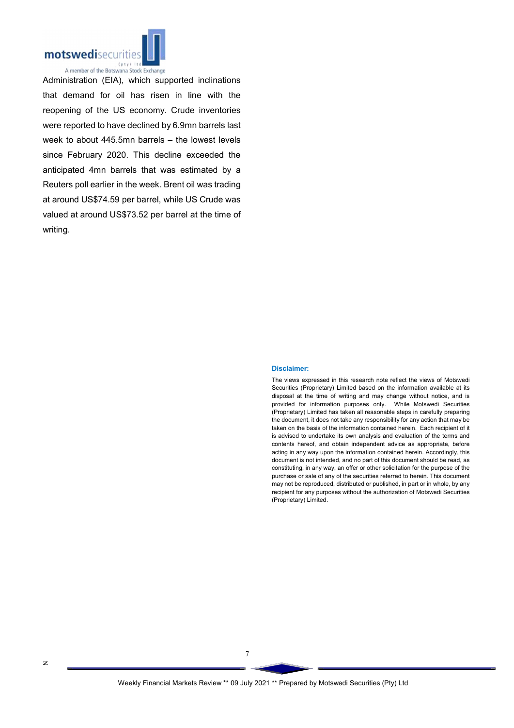Administration (EIA), which supported inclinations that demand for oil has risen in line with the reopening of the US economy. Crude inventories were reported to have declined by 6.9mn barrels last week to about 445.5mn barrels – the lowest levels since February 2020. This decline exceeded the anticipated 4mn barrels that was estimated by a Reuters poll earlier in the week. Brent oil was trading at around US$74.59 per barrel, while US Crude was valued at around US$73.52 per barrel at the time of writing.

**Disclaimer:**

The views expressed in this research note reflect the views of Motswedi Securities (Proprietary) Limited based on the information available at its disposal at the time of writing and may change without notice, and is provided for information purposes only. While Motswedi Securities (Proprietary) Limited has taken all reasonable steps in carefully preparing the document, it does not take any responsibility for any action that may be taken on the basis of the information contained herein. Each recipient of it is advised to undertake its own analysis and evaluation of the terms and contents hereof, and obtain independent advice as appropriate, before acting in any way upon the information contained herein. Accordingly, this document is not intended, and no part of this document should be read, as constituting, in any way, an offer or other solicitation for the purpose of the purchase or sale of any of the securities referred to herein. This document may not be reproduced, distributed or published, in part or in whole, by any recipient for any purposes without the authorization of Motswedi Securities (Proprietary) Limited.